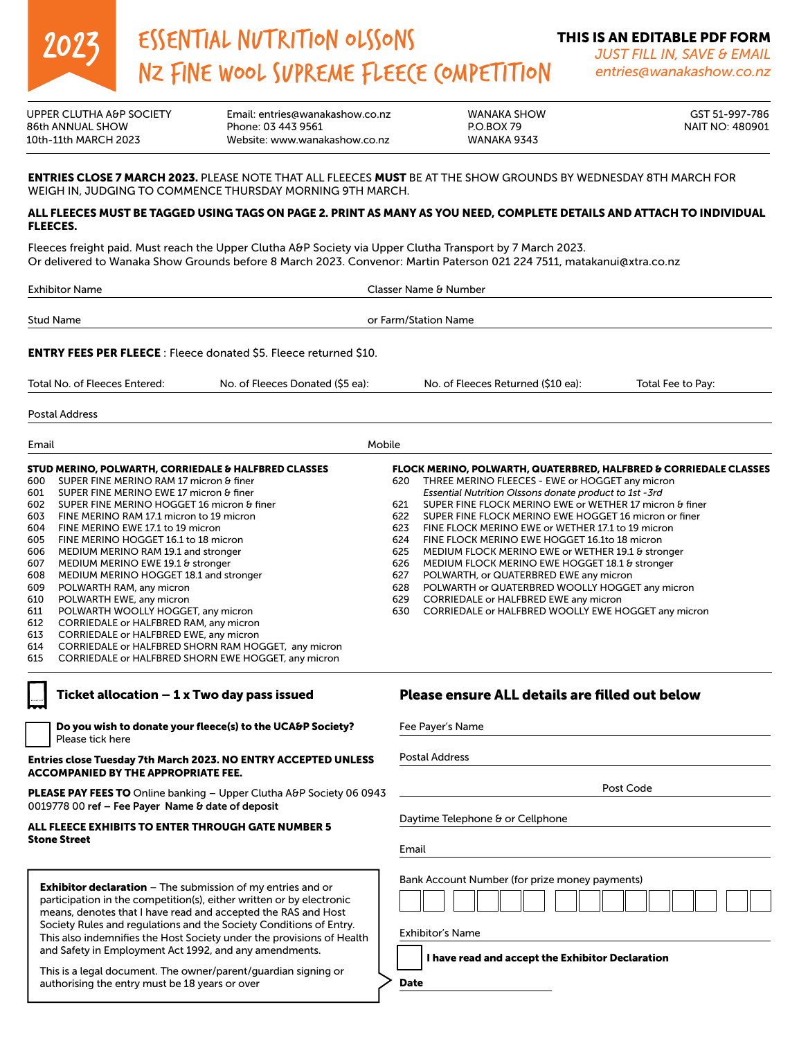# 2023 ESSENTIAL NUTRITION OLSSONS NZ FINE WOOL SUPREME FLEECE COMPETITION

**THIS IS AN EDITABLE PDF FORM**
*JUST FILL IN, SAVE & EMAIL*
*entries@wanakashow.co.nz*

UPPER CLUTHA A&P SOCIETY
86th ANNUAL SHOW
10th-11th MARCH 2023

Email: entries@wanakashow.co.nz
Phone: 03 443 9561
Website: www.wanakashow.co.nz

WANAKA SHOW
P.O.BOX 79
WANAKA 9343

GST 51-997-786
NAIT NO: 480901

**ENTRIES CLOSE 7 MARCH 2023.** PLEASE NOTE THAT ALL FLEECES **MUST** BE AT THE SHOW GROUNDS BY WEDNESDAY 8TH MARCH FOR WEIGH IN, JUDGING TO COMMENCE THURSDAY MORNING 9TH MARCH.

**ALL FLEECES MUST BE TAGGED USING TAGS ON PAGE 2. PRINT AS MANY AS YOU NEED, COMPLETE DETAILS AND ATTACH TO INDIVIDUAL FLEECES.**

Fleeces freight paid. Must reach the Upper Clutha A&P Society via Upper Clutha Transport by 7 March 2023.
Or delivered to Wanaka Show Grounds before 8 March 2023. Convenor: Martin Paterson 021 224 7511, matakanui@xtra.co.nz

Exhibitor Name ______________________ Classer Name & Number ______________________

Stud Name ______________________ or Farm/Station Name ______________________

**ENTRY FEES PER FLEECE** : Fleece donated $5. Fleece returned $10.

Total No. of Fleeces Entered: ______ No. of Fleeces Donated ($5 ea): ______ No. of Fleeces Returned ($10 ea): ______ Total Fee to Pay: ______

Postal Address ______________________

Email ______________________ Mobile ______________________

**STUD MERINO, POLWARTH, CORRIEDALE & HALFBRED CLASSES**

- 600 SUPER FINE MERINO RAM 17 micron & finer
- 601 SUPER FINE MERINO EWE 17 micron & finer
- 602 SUPER FINE MERINO HOGGET 16 micron & finer
- 603 FINE MERINO RAM 17.1 micron to 19 micron
- 604 FINE MERINO EWE 17.1 to 19 micron
- 605 FINE MERINO HOGGET 16.1 to 18 micron
- 606 MEDIUM MERINO RAM 19.1 and stronger
- 607 MEDIUM MERINO EWE 19.1 & stronger
- 608 MEDIUM MERINO HOGGET 18.1 and stronger
- 609 POLWARTH RAM, any micron
- 610 POLWARTH EWE, any micron
- 611 POLWARTH WOOLLY HOGGET, any micron
- 612 CORRIEDALE or HALFBRED RAM, any micron
- 613 CORRIEDALE or HALFBRED EWE, any micron
- 614 CORRIEDALE or HALFBRED SHORN RAM HOGGET, any micron
- 615 CORRIEDALE or HALFBRED SHORN EWE HOGGET, any micron

**FLOCK MERINO, POLWARTH, QUATERBRED, HALFBRED & CORRIEDALE CLASSES**

- 620 THREE MERINO FLEECES - EWE or HOGGET any micron
  *Essential Nutrition Olssons donate product to 1st -3rd*
- 621 SUPER FINE FLOCK MERINO EWE or WETHER 17 micron & finer
- 622 SUPER FINE FLOCK MERINO EWE HOGGET 16 micron or finer
- 623 FINE FLOCK MERINO EWE or WETHER 17.1 to 19 micron
- 624 FINE FLOCK MERINO EWE HOGGET 16.1to 18 micron
- 625 MEDIUM FLOCK MERINO EWE or WETHER 19.1 & stronger
- 626 MEDIUM FLOCK MERINO EWE HOGGET 18.1 & stronger
- 627 POLWARTH, or QUATERBRED EWE any micron
- 628 POLWARTH or QUATERBRED WOOLLY HOGGET any micron
- 629 CORRIEDALE or HALFBRED EWE any micron
- 630 CORRIEDALE or HALFBRED WOOLLY EWE HOGGET any micron

**Ticket allocation – 1 x Two day pass issued**

☐ **Do you wish to donate your fleece(s) to the UCA&P Society?** Please tick here

**Entries close Tuesday 7th March 2023. NO ENTRY ACCEPTED UNLESS ACCOMPANIED BY THE APPROPRIATE FEE.**

**PLEASE PAY FEES TO** Online banking – Upper Clutha A&P Society 06 0943 0019778 00 **ref – Fee Payer Name & date of deposit**

**ALL FLEECE EXHIBITS TO ENTER THROUGH GATE NUMBER 5 Stone Street**

**Exhibitor declaration** – The submission of my entries and or participation in the competition(s), either written or by electronic means, denotes that I have read and accepted the RAS and Host Society Rules and regulations and the Society Conditions of Entry. This also indemnifies the Host Society under the provisions of Health and Safety in Employment Act 1992, and any amendments.

This is a legal document. The owner/parent/guardian signing or authorising the entry must be 18 years or over

## Please ensure ALL details are filled out below

Fee Payer's Name ______________________

Postal Address ______________________

______________________ Post Code ______

Daytime Telephone & or Cellphone ______________________

Email ______________________

Bank Account Number (for prize money payments) ☐☐ ☐☐☐☐ ☐☐☐☐☐☐☐ ☐☐

Exhibitor's Name ______________________

☐ **I have read and accept the Exhibitor Declaration**

**Date** ______________________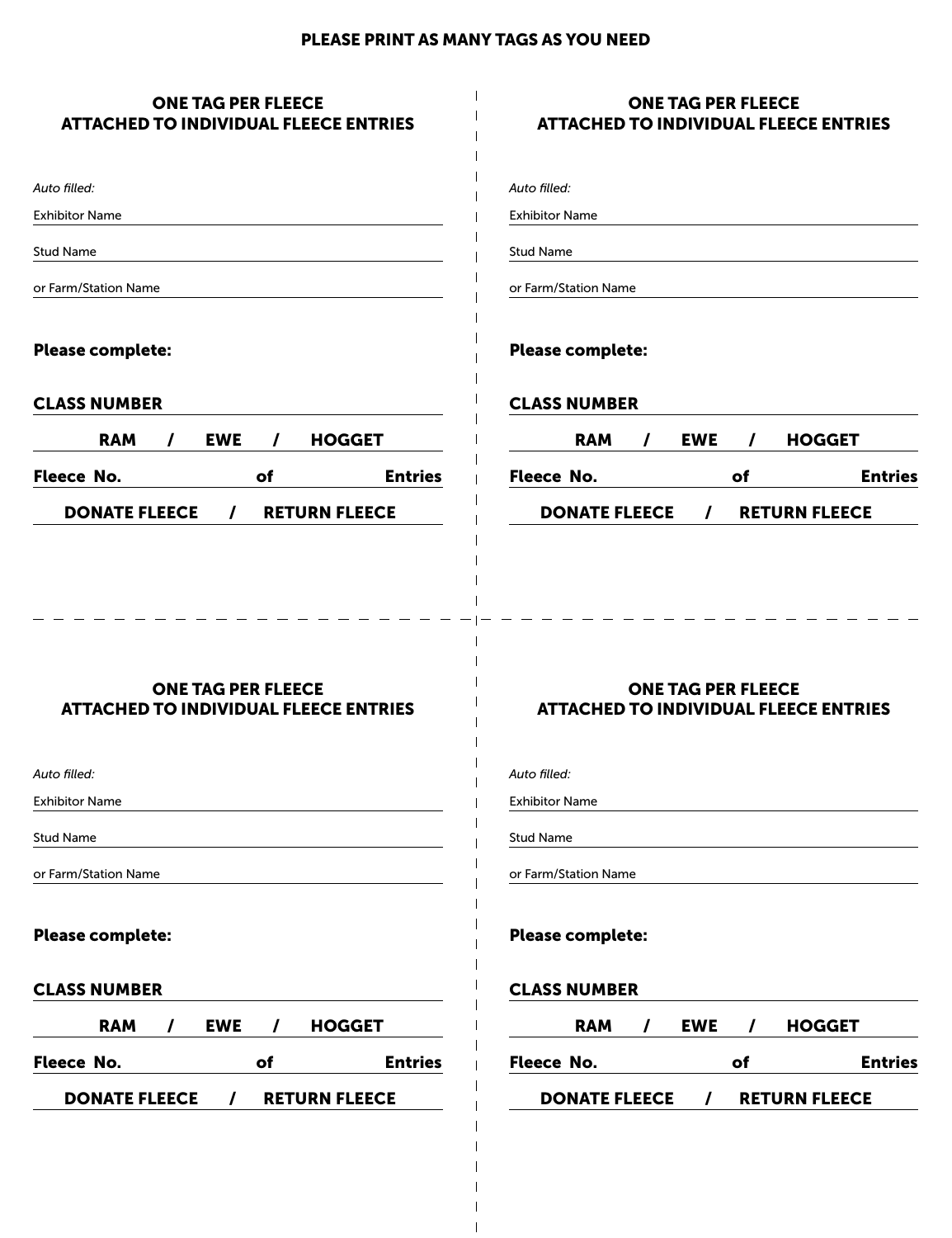**PLEASE PRINT AS MANY TAGS AS YOU NEED**

**ONE TAG PER FLEECE**
**ATTACHED TO INDIVIDUAL FLEECE ENTRIES**

*Auto filled:*

Exhibitor Name

Stud Name

or Farm/Station Name

**Please complete:**

**CLASS NUMBER**

**RAM / EWE / HOGGET**

**Fleece No. of Entries**

**DONATE FLEECE / RETURN FLEECE**

---

**ONE TAG PER FLEECE**
**ATTACHED TO INDIVIDUAL FLEECE ENTRIES**

*Auto filled:*

Exhibitor Name

Stud Name

or Farm/Station Name

**Please complete:**

**CLASS NUMBER**

**RAM / EWE / HOGGET**

**Fleece No. of Entries**

**DONATE FLEECE / RETURN FLEECE**

---

**ONE TAG PER FLEECE**
**ATTACHED TO INDIVIDUAL FLEECE ENTRIES**

*Auto filled:*

Exhibitor Name

Stud Name

or Farm/Station Name

**Please complete:**

**CLASS NUMBER**

**RAM / EWE / HOGGET**

**Fleece No. of Entries**

**DONATE FLEECE / RETURN FLEECE**

---

**ONE TAG PER FLEECE**
**ATTACHED TO INDIVIDUAL FLEECE ENTRIES**

*Auto filled:*

Exhibitor Name

Stud Name

or Farm/Station Name

**Please complete:**

**CLASS NUMBER**

**RAM / EWE / HOGGET**

**Fleece No. of Entries**

**DONATE FLEECE / RETURN FLEECE**